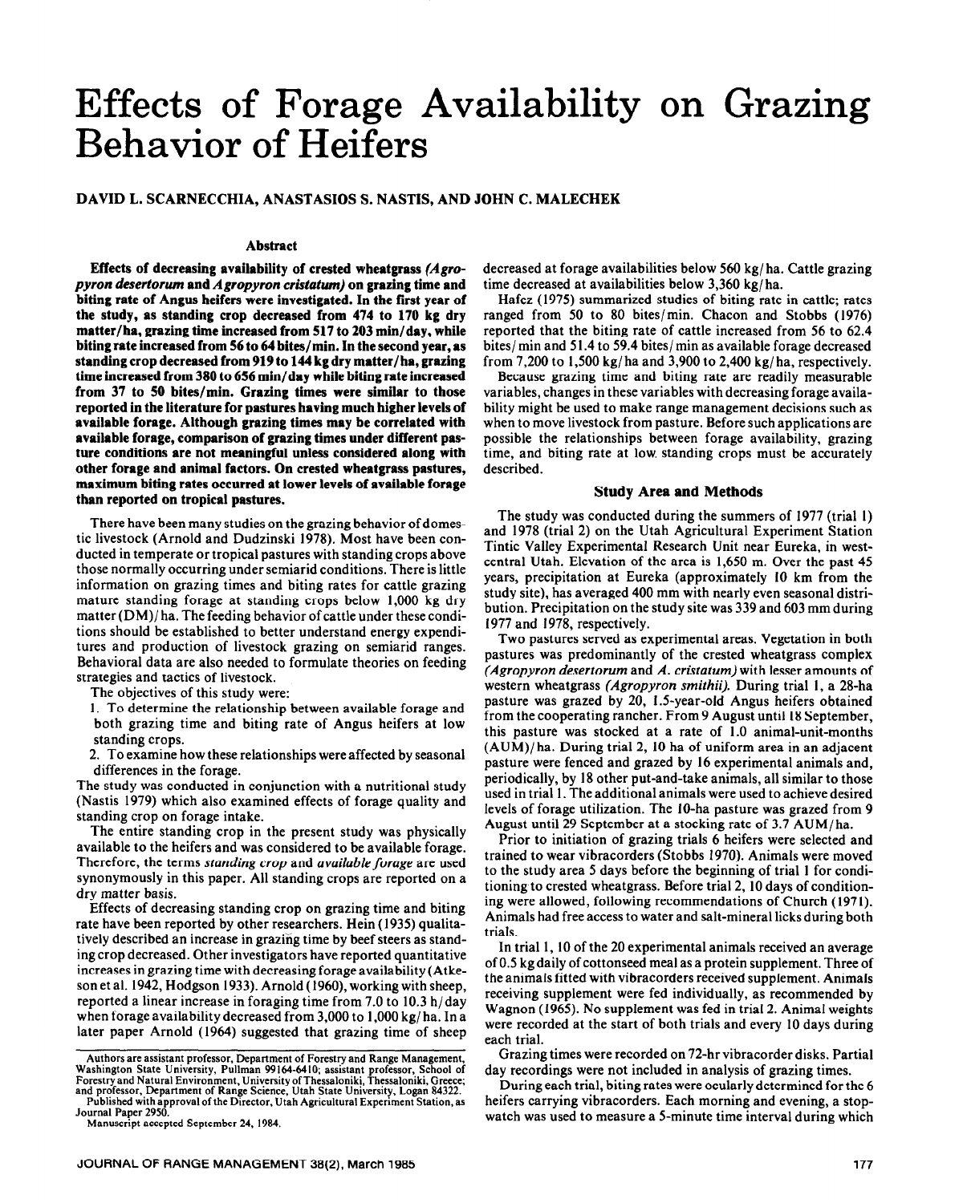# Effects of Forage Availability on Grazing Behavior of Heifers

**DAVID L. SCARNECCHIA, ANASTASIOS S. NASTIS, AND JOHN C. MALECHEK**

## Abstract

**Effects of decreasing availability of crested wheatgrass *(Agropyron desertorum* and *Agropyron cristatum)* on grazing time and biting rate of Angus heifers were investigated. In the first year of the study, as standing crop decreased from 474 to 170 kg dry matter/ha, grazing time increased from 517 to 203 min/day, while biting rate increased from 56 to 64 bites/min. In the second year, as standing crop decreased from 919 to 144 kg dry matter/ha, grazing time increased from 380 to 656 min/day while biting rate increased from 37 to 50 bites/min. Grazing times were similar to those reported in the literature for pastures having much higher levels of available forage. Although grazing times may be correlated with available forage, comparison of grazing times under different pasture conditions are not meaningful unless considered along with other forage and animal factors. On crested wheatgrass pastures, maximum biting rates occurred at lower levels of available forage than reported on tropical pastures.**

There have been many studies on the grazing behavior of domestic livestock (Arnold and Dudzinski 1978). Most have been conducted in temperate or tropical pastures with standing crops above those normally occurring under semiarid conditions. There is little information on grazing times and biting rates for cattle grazing mature standing forage at standing crops below 1,000 kg dry matter (DM)/ha. The feeding behavior of cattle under these conditions should be established to better understand energy expenditures and production of livestock grazing on semiarid ranges. Behavioral data are also needed to formulate theories on feeding strategies and tactics of livestock.

The objectives of this study were:

1. To determine the relationship between available forage and both grazing time and biting rate of Angus heifers at low standing crops.
2. To examine how these relationships were affected by seasonal differences in the forage.

The study was conducted in conjunction with a nutritional study (Nastis 1979) which also examined effects of forage quality and standing crop on forage intake.

The entire standing crop in the present study was physically available to the heifers and was considered to be available forage. Therefore, the terms *standing crop* and *available forage* are used synonymously in this paper. All standing crops are reported on a dry matter basis.

Effects of decreasing standing crop on grazing time and biting rate have been reported by other researchers. Hein (1935) qualitatively described an increase in grazing time by beef steers as standing crop decreased. Other investigators have reported quantitative increases in grazing time with decreasing forage availability (Atkeson et al. 1942, Hodgson 1933). Arnold (1960), working with sheep, reported a linear increase in foraging time from 7.0 to 10.3 h/day when forage availability decreased from 3,000 to 1,000 kg/ha. In a later paper Arnold (1964) suggested that grazing time of sheep decreased at forage availabilities below 560 kg/ha. Cattle grazing time decreased at availabilities below 3,360 kg/ha.

Hafez (1975) summarized studies of biting rate in cattle; rates ranged from 50 to 80 bites/min. Chacon and Stobbs (1976) reported that the biting rate of cattle increased from 56 to 62.4 bites/min and 51.4 to 59.4 bites/min as available forage decreased from 7,200 to 1,500 kg/ha and 3,900 to 2,400 kg/ha, respectively.

Because grazing time and biting rate are readily measurable variables, changes in these variables with decreasing forage availability might be used to make range management decisions such as when to move livestock from pasture. Before such applications are possible the relationships between forage availability, grazing time, and biting rate at low standing crops must be accurately described.

Authors are assistant professor, Department of Forestry and Range Management, Washington State University, Pullman 99164-6410; assistant professor, School of Forestry and Natural Environment, University of Thessaloniki, Thessaloniki, Greece; and professor, Department of Range Science, Utah State University, Logan 84322.

Published with approval of the Director, Utah Agricultural Experiment Station, as Journal Paper 2950.

Manuscript accepted September 24, 1984.

## Study Area and Methods

The study was conducted during the summers of 1977 (trial 1) and 1978 (trial 2) on the Utah Agricultural Experiment Station Tintic Valley Experimental Research Unit near Eureka, in west-central Utah. Elevation of the area is 1,650 m. Over the past 45 years, precipitation at Eureka (approximately 10 km from the study site), has averaged 400 mm with nearly even seasonal distribution. Precipitation on the study site was 339 and 603 mm during 1977 and 1978, respectively.

Two pastures served as experimental areas. Vegetation in both pastures was predominantly of the crested wheatgrass complex *(Agropyron desertorum* and *A. cristatum)* with lesser amounts of western wheatgrass *(Agropyron smithii)*. During trial 1, a 28-ha pasture was grazed by 20, 1.5-year-old Angus heifers obtained from the cooperating rancher. From 9 August until 18 September, this pasture was stocked at a rate of 1.0 animal-unit-months (AUM)/ha. During trial 2, 10 ha of uniform area in an adjacent pasture were fenced and grazed by 16 experimental animals and, periodically, by 18 other put-and-take animals, all similar to those used in trial 1. The additional animals were used to achieve desired levels of forage utilization. The 10-ha pasture was grazed from 9 August until 29 September at a stocking rate of 3.7 AUM/ha.

Prior to initiation of grazing trials 6 heifers were selected and trained to wear vibracorders (Stobbs 1970). Animals were moved to the study area 5 days before the beginning of trial 1 for conditioning to crested wheatgrass. Before trial 2, 10 days of conditioning were allowed, following recommendations of Church (1971). Animals had free access to water and salt-mineral licks during both trials.

In trial 1, 10 of the 20 experimental animals received an average of 0.5 kg daily of cottonseed meal as a protein supplement. Three of the animals fitted with vibracorders received supplement. Animals receiving supplement were fed individually, as recommended by Wagnon (1965). No supplement was fed in trial 2. Animal weights were recorded at the start of both trials and every 10 days during each trial.

Grazing times were recorded on 72-hr vibracorder disks. Partial day recordings were not included in analysis of grazing times.

During each trial, biting rates were ocularly determined for the 6 heifers carrying vibracorders. Each morning and evening, a stopwatch was used to measure a 5-minute time interval during which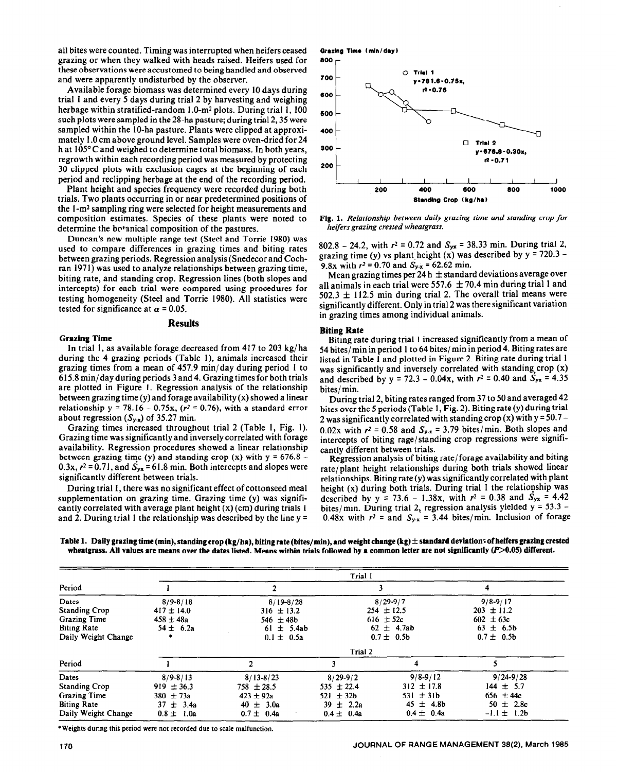all bites were counted. Timing was interrupted when heifers ceased grazing or when they walked with heads raised. Heifers used for these observations were accustomed to being handled and observed and were apparently undisturbed by the observer.

Available forage biomass was determined every 10 days during trial 1 and every 5 days during trial 2 by harvesting and weighing herbage within stratified-random 1.0-m² plots. During trial 1, 100 such plots were sampled in the 28-ha pasture; during trial 2, 35 were sampled within the 10-ha pasture. Plants were clipped at approximately 1.0 cm above ground level. Samples were oven-dried for 24 h at 105° C and weighed to determine total biomass. In both years, regrowth within each recording period was measured by protecting 30 clipped plots with exclusion cages at the beginning of each period and reclipping herbage at the end of the recording period.

Plant height and species frequency were recorded during both trials. Two plants occurring in or near predetermined positions of the 1-m² sampling ring were selected for height measurements and composition estimates. Species of these plants were noted to determine the botanical composition of the pastures.

Duncan's new multiple range test (Steel and Torrie 1980) was used to compare differences in grazing times and biting rates between grazing periods. Regression analysis (Snedecor and Cochran 1971) was used to analyze relationships between grazing time, biting rate, and standing crop. Regression lines (both slopes and intercepts) for each trial were compared using procedures for testing homogeneity (Steel and Torrie 1980). All statistics were tested for significance at $\alpha = 0.05$.

## Results

### Grazing Time

In trial 1, as available forage decreased from 417 to 203 kg/ha during the 4 grazing periods (Table 1), animals increased their grazing times from a mean of 457.9 min/day during period 1 to 615.8 min/day during periods 3 and 4. Grazing times for both trials are plotted in Figure 1. Regression analysis of the relationship between grazing time (y) and forage availability (x) showed a linear relationship $y = 78.16 - 0.75x$, ($r^2 = 0.76$), with a standard error about regression ($S_{y \cdot x}$) of 35.27 min.

Grazing times increased throughout trial 2 (Table 1, Fig. 1). Grazing time was significantly and inversely correlated with forage availability. Regression procedures showed a linear relationship between grazing time (y) and standing crop (x) with $y = 676.8 - 0.3x$, $r^2 = 0.71$, and $S_{yx} = 61.8$ min. Both intercepts and slopes were significantly different between trials.

During trial 1, there was no significant effect of cottonseed meal supplementation on grazing time. Grazing time (y) was significantly correlated with average plant height (x) (cm) during trials 1 and 2. During trial 1 the relationship was described by the line $y = 802.8 - 24.2$, with $r^2 = 0.72$ and $S_{yx} = 38.33$ min. During trial 2, grazing time (y) vs plant height (x) was described by $y = 720.3 - 9.8x$ with $r^2 = 0.70$ and $S_{y \cdot x} = 62.62$ min.

Mean grazing times per 24 h ± standard deviations average over all animals in each trial were 557.6 ± 70.4 min during trial 1 and 502.3 ± 112.5 min during trial 2. The overall trial means were significantly different. Only in trial 2 was there significant variation in grazing times among individual animals.

Fig. 1. *Relationship between daily grazing time and standing crop for heifers grazing crested wheatgrass.* (Trial 1: $y = 781.6 - 0.75x$, $r^2 = 0.76$; Trial 2: $y = 676.8 - 0.30x$, $r^2 = 0.71$; axes: Grazing Time (min/day) vs Standing Crop (kg/ha))

### Biting Rate

Biting rate during trial 1 increased significantly from a mean of 54 bites/min in period 1 to 64 bites/min in period 4. Biting rates are listed in Table 1 and plotted in Figure 2. Biting rate during trial 1 was significantly and inversely correlated with standing crop (x) and described by $y = 72.3 - 0.04x$, with $r^2 = 0.40$ and $S_{yx} = 4.35$ bites/min.

During trial 2, biting rates ranged from 37 to 50 and averaged 42 bites over the 5 periods (Table 1, Fig. 2). Biting rate (y) during trial 2 was significantly correlated with standing crop (x) with $y = 50.7 - 0.02x$ with $r^2 = 0.58$ and $S_{y \cdot x} = 3.79$ bites/min. Both slopes and intercepts of biting rage/standing crop regressions were significantly different between trials.

Regression analysis of biting rate/forage availability and biting rate/plant height relationships during both trials showed linear relationships. Biting rate (y) was significantly correlated with plant height (x) during both trials. During trial 1 the relationship was described by $y = 73.6 - 1.38x$, with $r^2 = 0.38$ and $S_{yx} = 4.42$ bites/min. During trial 2, regression analysis yielded $y = 53.3 - 0.48x$ with $r^2 =$ and $S_{y \cdot x} = 3.44$ bites/min. Inclusion of forage

**Table 1. Daily grazing time (min), standing crop (kg/ha), biting rate (bites/min), and weight change (kg) ± standard deviations of heifers grazing crested wheatgrass. All values are means over the dates listed. Means within trials followed by a common letter are not significantly (P>0.05) different.**

| | Trial 1 | | | |
|---|---|---|---|---|
| Period | 1 | 2 | 3 | 4 |
| Dates | 8/9-8/18 | 8/19-8/28 | 8/29-9/7 | 9/8-9/17 |
| Standing Crop | 417 ± 14.0 | 316 ± 13.2 | 254 ± 12.5 | 203 ± 11.2 |
| Grazing Time | 458 ± 48a | 546 ± 48b | 616 ± 52c | 602 ± 63c |
| Biting Rate | 54 ± 6.2a | 61 ± 5.4ab | 62 ± 4.7ab | 63 ± 6.5b |
| Daily Weight Change | * | 0.1 ± 0.5a | 0.7 ± 0.5b | 0.7 ± 0.5b |

| | Trial 2 | | | | |
|---|---|---|---|---|---|
| Period | 1 | 2 | 3 | 4 | 5 |
| Dates | 8/9-8/13 | 8/13-8/23 | 8/29-9/2 | 9/8-9/12 | 9/24-9/28 |
| Standing Crop | 919 ± 36.3 | 758 ± 28.5 | 535 ± 22.4 | 312 ± 17.8 | 144 ± 5.7 |
| Grazing Time | 380 ± 73a | 423 ± 92a | 521 ± 32b | 531 ± 31b | 656 ± 44c |
| Biting Rate | 37 ± 3.4a | 40 ± 3.0a | 39 ± 2.2a | 45 ± 4.8b | 50 ± 2.8c |
| Daily Weight Change | 0.8 ± 1.0a | 0.7 ± 0.4a | 0.4 ± 0.4a | 0.4 ± 0.4a | -1.1 ± 1.2b |

*Weights during this period were not recorded due to scale malfunction.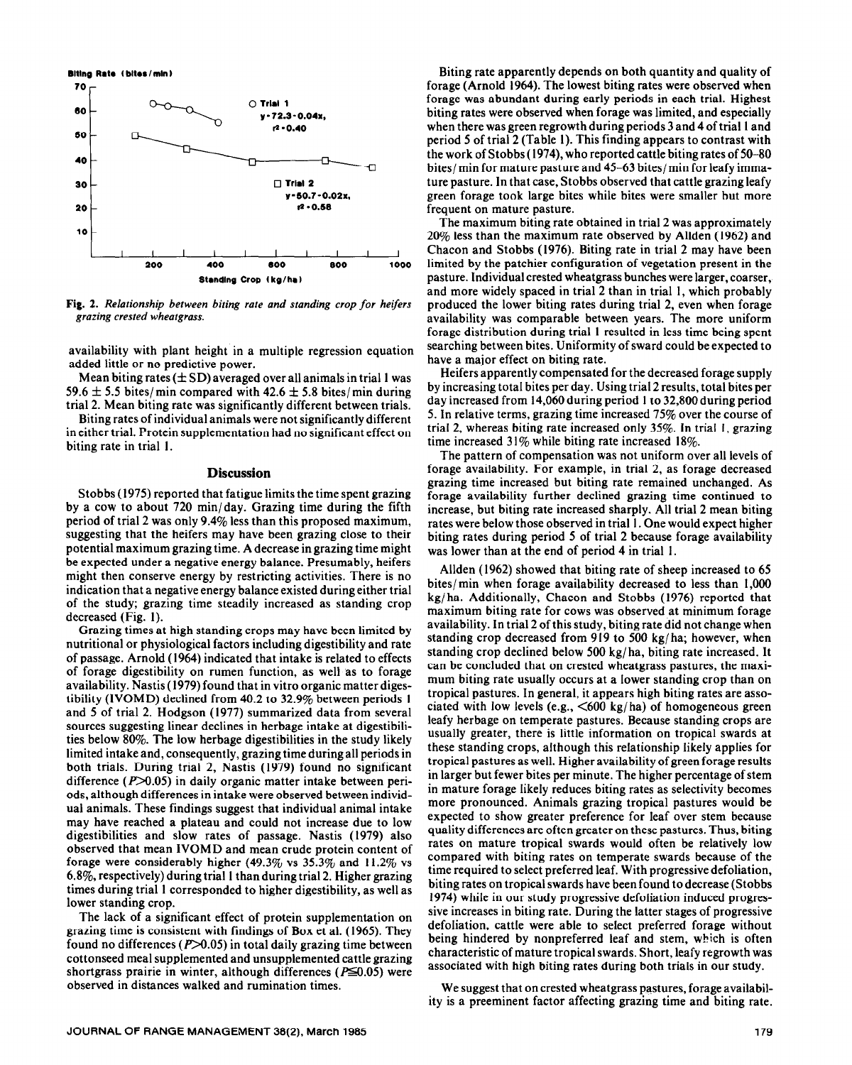Fig. 2. *Relationship between biting rate and standing crop for heifers grazing crested wheatgrass.*

availability with plant height in a multiple regression equation added little or no predictive power.

Mean biting rates (± SD) averaged over all animals in trial 1 was 59.6 ± 5.5 bites/min compared with 42.6 ± 5.8 bites/min during trial 2. Mean biting rate was significantly different between trials.

Biting rates of individual animals were not significantly different in either trial. Protein supplementation had no significant effect on biting rate in trial 1.

## Discussion

Stobbs (1975) reported that fatigue limits the time spent grazing by a cow to about 720 min/day. Grazing time during the fifth period of trial 2 was only 9.4% less than this proposed maximum, suggesting that the heifers may have been grazing close to their potential maximum grazing time. A decrease in grazing time might be expected under a negative energy balance. Presumably, heifers might then conserve energy by restricting activities. There is no indication that a negative energy balance existed during either trial of the study; grazing time steadily increased as standing crop decreased (Fig. 1).

Grazing times at high standing crops may have been limited by nutritional or physiological factors including digestibility and rate of passage. Arnold (1964) indicated that intake is related to effects of forage digestibility on rumen function, as well as to forage availability. Nastis (1979) found that in vitro organic matter digestibility (IVOMD) declined from 40.2 to 32.9% between periods 1 and 5 of trial 2. Hodgson (1977) summarized data from several sources suggesting linear declines in herbage intake at digestibilities below 80%. The low herbage digestibilities in the study likely limited intake and, consequently, grazing time during all periods in both trials. During trial 2, Nastis (1979) found no significant difference ($P>0.05$) in daily organic matter intake between periods, although differences in intake were observed between individual animals. These findings suggest that individual animal intake may have reached a plateau and could not increase due to low digestibilities and slow rates of passage. Nastis (1979) also observed that mean IVOMD and mean crude protein content of forage were considerably higher (49.3% vs 35.3% and 11.2% vs 6.8%, respectively) during trial 1 than during trial 2. Higher grazing times during trial 1 corresponded to higher digestibility, as well as lower standing crop.

The lack of a significant effect of protein supplementation on grazing time is consistent with findings of Box et al. (1965). They found no differences ($P>0.05$) in total daily grazing time between cottonseed meal supplemented and unsupplemented cattle grazing shortgrass prairie in winter, although differences ($P\leq0.05$) were observed in distances walked and rumination times.

Biting rate apparently depends on both quantity and quality of forage (Arnold 1964). The lowest biting rates were observed when forage was abundant during early periods in each trial. Highest biting rates were observed when forage was limited, and especially when there was green regrowth during periods 3 and 4 of trial 1 and period 5 of trial 2 (Table 1). This finding appears to contrast with the work of Stobbs (1974), who reported cattle biting rates of 50–80 bites/min for mature pasture and 45–63 bites/min for leafy immature pasture. In that case, Stobbs observed that cattle grazing leafy green forage took large bites while bites were smaller but more frequent on mature pasture.

The maximum biting rate obtained in trial 2 was approximately 20% less than the maximum rate observed by Allden (1962) and Chacon and Stobbs (1976). Biting rate in trial 2 may have been limited by the patchier configuration of vegetation present in the pasture. Individual crested wheatgrass bunches were larger, coarser, and more widely spaced in trial 2 than in trial 1, which probably produced the lower biting rates during trial 2, even when forage availability was comparable between years. The more uniform forage distribution during trial 1 resulted in less time being spent searching between bites. Uniformity of sward could be expected to have a major effect on biting rate.

Heifers apparently compensated for the decreased forage supply by increasing total bites per day. Using trial 2 results, total bites per day increased from 14,060 during period 1 to 32,800 during period 5. In relative terms, grazing time increased 75% over the course of trial 2, whereas biting rate increased only 35%. In trial 1, grazing time increased 31% while biting rate increased 18%.

The pattern of compensation was not uniform over all levels of forage availability. For example, in trial 2, as forage decreased grazing time increased but biting rate remained unchanged. As forage availability further declined grazing time continued to increase, but biting rate increased sharply. All trial 2 mean biting rates were below those observed in trial 1. One would expect higher biting rates during period 5 of trial 2 because forage availability was lower than at the end of period 4 in trial 1.

Allden (1962) showed that biting rate of sheep increased to 65 bites/min when forage availability decreased to less than 1,000 kg/ha. Additionally, Chacon and Stobbs (1976) reported that maximum biting rate for cows was observed at minimum forage availability. In trial 2 of this study, biting rate did not change when standing crop decreased from 919 to 500 kg/ha; however, when standing crop declined below 500 kg/ha, biting rate increased. It can be concluded that on crested wheatgrass pastures, the maximum biting rate usually occurs at a lower standing crop than on tropical pastures. In general, it appears high biting rates are associated with low levels (e.g., <600 kg/ha) of homogeneous green leafy herbage on temperate pastures. Because standing crops are usually greater, there is little information on tropical swards at these standing crops, although this relationship likely applies for tropical pastures as well. Higher availability of green forage results in larger but fewer bites per minute. The higher percentage of stem in mature forage likely reduces biting rates as selectivity becomes more pronounced. Animals grazing tropical pastures would be expected to show greater preference for leaf over stem because quality differences are often greater on these pastures. Thus, biting rates on mature tropical swards would often be relatively low compared with biting rates on temperate swards because of the time required to select preferred leaf. With progressive defoliation, biting rates on tropical swards have been found to decrease (Stobbs 1974) while in our study progressive defoliation induced progressive increases in biting rate. During the latter stages of progressive defoliation, cattle were able to select preferred forage without being hindered by nonpreferred leaf and stem, which is often characteristic of mature tropical swards. Short, leafy regrowth was associated with high biting rates during both trials in our study.

We suggest that on crested wheatgrass pastures, forage availability is a preeminent factor affecting grazing time and biting rate.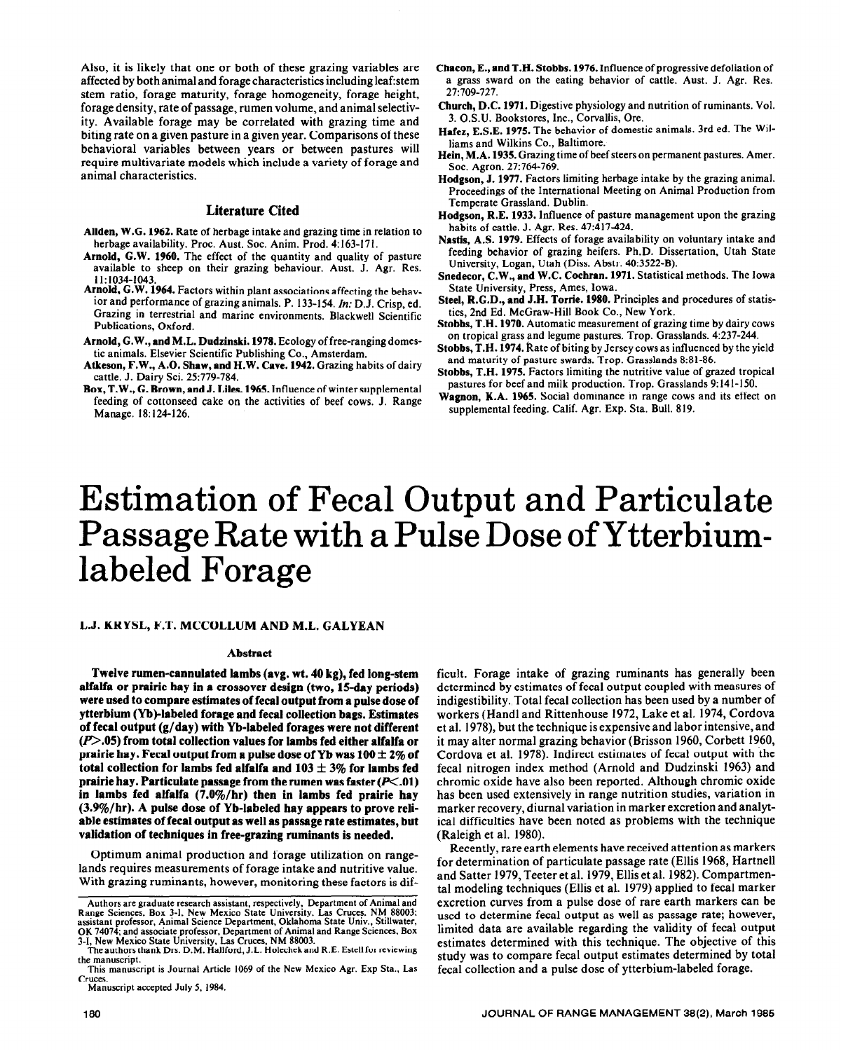Also, it is likely that one or both of these grazing variables are affected by both animal and forage characteristics including leaf:stem stem ratio, forage maturity, forage homogeneity, forage height, forage density, rate of passage, rumen volume, and animal selectivity. Available forage may be correlated with grazing time and biting rate on a given pasture in a given year. Comparisons of these behavioral variables between years or between pastures will require multivariate models which include a variety of forage and animal characteristics.

## Literature Cited

**Allden, W.G. 1962.** Rate of herbage intake and grazing time in relation to herbage availability. Proc. Aust. Soc. Anim. Prod. 4:163-171.

**Arnold, G.W. 1960.** The effect of the quantity and quality of pasture available to sheep on their grazing behaviour. Aust. J. Agr. Res. 11:1034-1043.

**Arnold, G.W. 1964.** Factors within plant associations affecting the behavior and performance of grazing animals. P. 133-154. *In:* D.J. Crisp, ed. Grazing in terrestrial and marine environments. Blackwell Scientific Publications, Oxford.

**Arnold, G.W., and M.L. Dudzinski. 1978.** Ecology of free-ranging domestic animals. Elsevier Scientific Publishing Co., Amsterdam.

**Atkeson, F.W., A.O. Shaw, and H.W. Cave. 1942.** Grazing habits of dairy cattle. J. Dairy Sci. 25:779-784.

**Box, T.W., G. Brown, and J. Liles. 1965.** Influence of winter supplemental feeding of cottonseed cake on the activities of beef cows. J. Range Manage. 18:124-126.

**Chacon, E., and T.H. Stobbs. 1976.** Influence of progressive defoliation of a grass sward on the eating behavior of cattle. Aust. J. Agr. Res. 27:709-727.

**Church, D.C. 1971.** Digestive physiology and nutrition of ruminants. Vol. 3. O.S.U. Bookstores, Inc., Corvallis, Ore.

**Hafez, E.S.E. 1975.** The behavior of domestic animals. 3rd ed. The Williams and Wilkins Co., Baltimore.

**Hein, M.A. 1935.** Grazing time of beef steers on permanent pastures. Amer. Soc. Agron. 27:764-769.

**Hodgson, J. 1977.** Factors limiting herbage intake by the grazing animal. Proceedings of the International Meeting on Animal Production from Temperate Grassland. Dublin.

**Hodgson, R.E. 1933.** Influence of pasture management upon the grazing habits of cattle. J. Agr. Res. 47:417-424.

**Nastis, A.S. 1979.** Effects of forage availability on voluntary intake and feeding behavior of grazing heifers. Ph.D. Dissertation, Utah State University, Logan, Utah (Diss. Abstr. 40:3522-B).

**Snedecor, C.W., and W.C. Cochran. 1971.** Statistical methods. The Iowa State University, Press, Ames, Iowa.

**Steel, R.G.D., and J.H. Torrie. 1980.** Principles and procedures of statistics, 2nd Ed. McGraw-Hill Book Co., New York.

**Stobbs, T.H. 1970.** Automatic measurement of grazing time by dairy cows on tropical grass and legume pastures. Trop. Grasslands. 4:237-244.

**Stobbs, T.H. 1974.** Rate of biting by Jersey cows as influenced by the yield and maturity of pasture swards. Trop. Grasslands 8:81-86.

**Stobbs, T.H. 1975.** Factors limiting the nutritive value of grazed tropical pastures for beef and milk production. Trop. Grasslands 9:141-150.

**Wagnon, K.A. 1965.** Social dominance in range cows and its effect on supplemental feeding. Calif. Agr. Exp. Sta. Bull. 819.

# Estimation of Fecal Output and Particulate Passage Rate with a Pulse Dose of Ytterbium-labeled Forage

L.J. KRYSL, F.T. MCCOLLUM AND M.L. GALYEAN

### Abstract

**Twelve rumen-cannulated lambs (avg. wt. 40 kg), fed long-stem alfalfa or prairie hay in a crossover design (two, 15-day periods) were used to compare estimates of fecal output from a pulse dose of ytterbium (Yb)-labeled forage and fecal collection bags. Estimates of fecal output (g/day) with Yb-labeled forages were not different ($P$>.05) from total collection values for lambs fed either alfalfa or prairie hay. Fecal output from a pulse dose of Yb was 100 ± 2% of total collection for lambs fed alfalfa and 103 ± 3% for lambs fed prairie hay. Particulate passage from the rumen was faster ($P$<.01) in lambs fed alfalfa (7.0%/hr) then in lambs fed prairie hay (3.9%/hr). A pulse dose of Yb-labeled hay appears to prove reliable estimates of fecal output as well as passage rate estimates, but validation of techniques in free-grazing ruminants is needed.**

Optimum animal production and forage utilization on rangelands requires measurements of forage intake and nutritive value. With grazing ruminants, however, monitoring these factors is difficult. Forage intake of grazing ruminants has generally been determined by estimates of fecal output coupled with measures of indigestibility. Total fecal collection has been used by a number of workers (Handl and Rittenhouse 1972, Lake et al. 1974, Cordova et al. 1978), but the technique is expensive and labor intensive, and it may alter normal grazing behavior (Brisson 1960, Corbett 1960, Cordova et al. 1978). Indirect estimates of fecal output with the fecal nitrogen index method (Arnold and Dudzinski 1963) and chromic oxide have also been reported. Although chromic oxide has been used extensively in range nutrition studies, variation in marker recovery, diurnal variation in marker excretion and analytical difficulties have been noted as problems with the technique (Raleigh et al. 1980).

Recently, rare earth elements have received attention as markers for determination of particulate passage rate (Ellis 1968, Hartnell and Satter 1979, Teeter et al. 1979, Ellis et al. 1982). Compartmental modeling techniques (Ellis et al. 1979) applied to fecal marker excretion curves from a pulse dose of rare earth markers can be used to determine fecal output as well as passage rate; however, limited data are available regarding the validity of fecal output estimates determined with this technique. The objective of this study was to compare fecal output estimates determined by total fecal collection and a pulse dose of ytterbium-labeled forage.

Authors are graduate research assistant, respectively, Department of Animal and Range Sciences, Box 3-I, New Mexico State University, Las Cruces, NM 88003; assistant professor, Animal Science Department, Oklahoma State Univ., Stillwater, OK 74074; and associate professor, Department of Animal and Range Sciences, Box 3-I, New Mexico State University, Las Cruces, NM 88003.

The authors thank Drs. D.M. Hallford, J.L. Holechek and R.E. Estell for reviewing the manuscript.

This manuscript is Journal Article 1069 of the New Mexico Agr. Exp Sta., Las Cruces.

Manuscript accepted July 5, 1984.